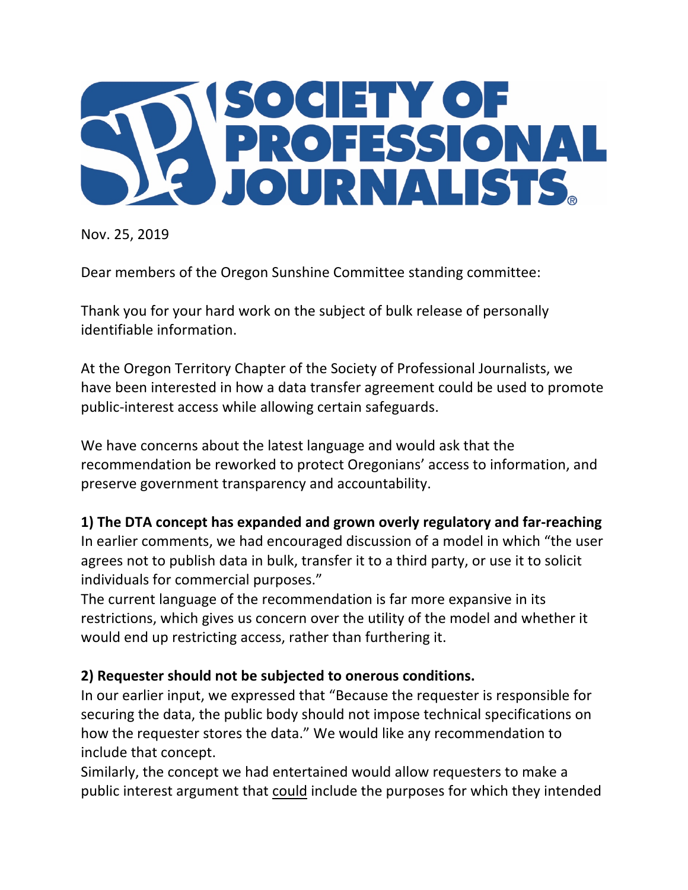**SOCIETY OF PROFESSIONAL JOURNALISTS®**

Nov. 25, 2019

Dear members of the Oregon Sunshine Committee standing committee:

Thank you for your hard work on the subject of bulk release of personally identifiable information.

At the Oregon Territory Chapter of the Society of Professional Journalists, we have been interested in how a data transfer agreement could be used to promote public-interest access while allowing certain safeguards.

We have concerns about the latest language and would ask that the recommendation be reworked to protect Oregonians' access to information, and preserve government transparency and accountability.

**1) The DTA concept has expanded and grown overly regulatory and far-reaching**

In earlier comments, we had encouraged discussion of a model in which "the user agrees not to publish data in bulk, transfer it to a third party, or use it to solicit individuals for commercial purposes."

The current language of the recommendation is far more expansive in its restrictions, which gives us concern over the utility of the model and whether it would end up restricting access, rather than furthering it.

**2) Requester should not be subjected to onerous conditions.**

In our earlier input, we expressed that "Because the requester is responsible for securing the data, the public body should not impose technical specifications on how the requester stores the data." We would like any recommendation to include that concept.

Similarly, the concept we had entertained would allow requesters to make a public interest argument that <u>could</u> include the purposes for which they intended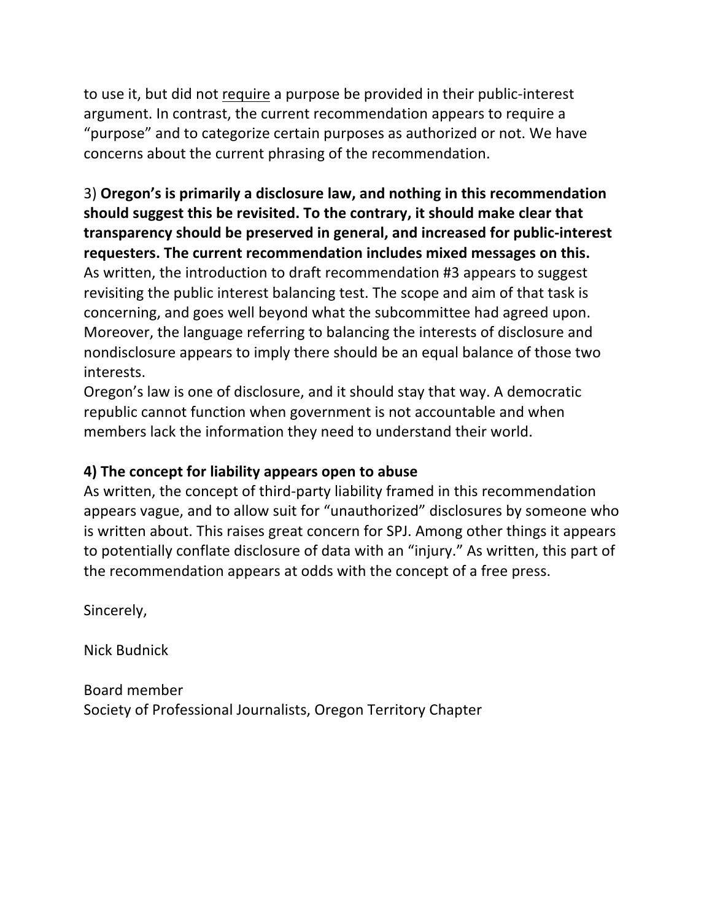to use it, but did not <u>require</u> a purpose be provided in their public-interest argument. In contrast, the current recommendation appears to require a "purpose" and to categorize certain purposes as authorized or not. We have concerns about the current phrasing of the recommendation.

3) **Oregon's is primarily a disclosure law, and nothing in this recommendation should suggest this be revisited. To the contrary, it should make clear that transparency should be preserved in general, and increased for public-interest requesters. The current recommendation includes mixed messages on this.**
As written, the introduction to draft recommendation #3 appears to suggest revisiting the public interest balancing test. The scope and aim of that task is concerning, and goes well beyond what the subcommittee had agreed upon. Moreover, the language referring to balancing the interests of disclosure and nondisclosure appears to imply there should be an equal balance of those two interests.
Oregon's law is one of disclosure, and it should stay that way. A democratic republic cannot function when government is not accountable and when members lack the information they need to understand their world.

**4) The concept for liability appears open to abuse**
As written, the concept of third-party liability framed in this recommendation appears vague, and to allow suit for "unauthorized" disclosures by someone who is written about. This raises great concern for SPJ. Among other things it appears to potentially conflate disclosure of data with an "injury." As written, this part of the recommendation appears at odds with the concept of a free press.

Sincerely,

Nick Budnick

Board member
Society of Professional Journalists, Oregon Territory Chapter